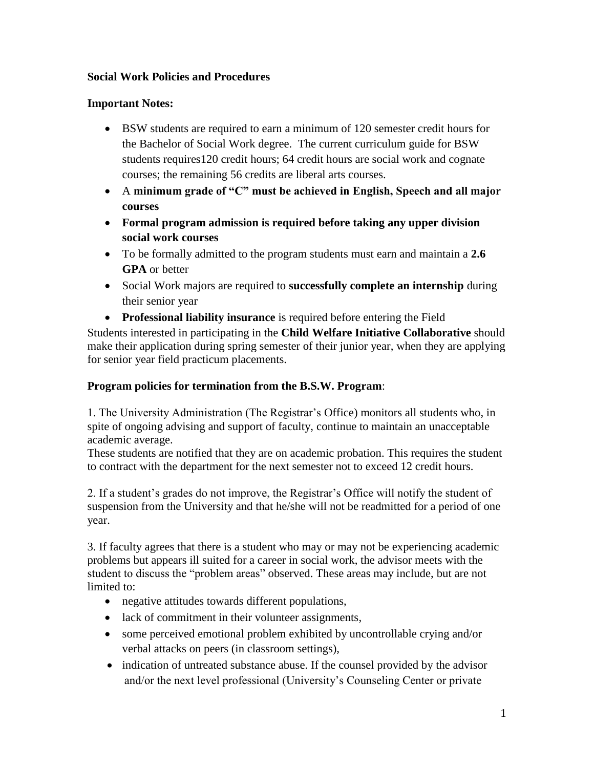**Social Work Policies and Procedures**

**Important Notes:**

- BSW students are required to earn a minimum of 120 semester credit hours for the Bachelor of Social Work degree. The current curriculum guide for BSW students requires120 credit hours; 64 credit hours are social work and cognate courses; the remaining 56 credits are liberal arts courses.
- A **minimum grade of "C" must be achieved in English, Speech and all major courses**
- **Formal program admission is required before taking any upper division social work courses**
- To be formally admitted to the program students must earn and maintain a **2.6 GPA** or better
- Social Work majors are required to **successfully complete an internship** during their senior year
- **Professional liability insurance** is required before entering the Field

Students interested in participating in the **Child Welfare Initiative Collaborative** should make their application during spring semester of their junior year, when they are applying for senior year field practicum placements.

**Program policies for termination from the B.S.W. Program**:

1. The University Administration (The Registrar's Office) monitors all students who, in spite of ongoing advising and support of faculty, continue to maintain an unacceptable academic average.
These students are notified that they are on academic probation. This requires the student to contract with the department for the next semester not to exceed 12 credit hours.

2. If a student's grades do not improve, the Registrar's Office will notify the student of suspension from the University and that he/she will not be readmitted for a period of one year.

3. If faculty agrees that there is a student who may or may not be experiencing academic problems but appears ill suited for a career in social work, the advisor meets with the student to discuss the "problem areas" observed. These areas may include, but are not limited to:

- negative attitudes towards different populations,
- lack of commitment in their volunteer assignments,
- some perceived emotional problem exhibited by uncontrollable crying and/or verbal attacks on peers (in classroom settings),
- indication of untreated substance abuse. If the counsel provided by the advisor and/or the next level professional (University's Counseling Center or private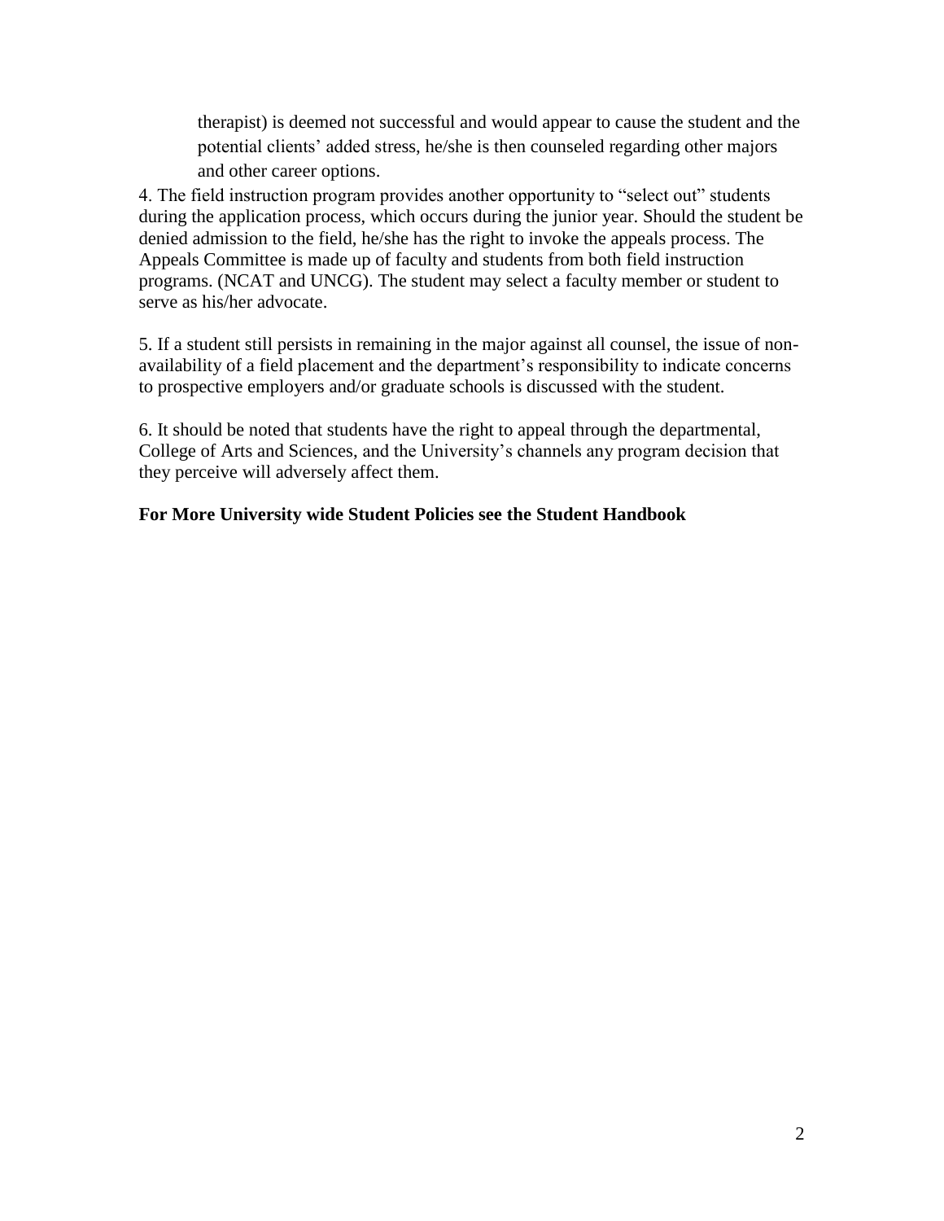therapist) is deemed not successful and would appear to cause the student and the potential clients' added stress, he/she is then counseled regarding other majors and other career options.

4. The field instruction program provides another opportunity to "select out" students during the application process, which occurs during the junior year. Should the student be denied admission to the field, he/she has the right to invoke the appeals process. The Appeals Committee is made up of faculty and students from both field instruction programs. (NCAT and UNCG). The student may select a faculty member or student to serve as his/her advocate.

5. If a student still persists in remaining in the major against all counsel, the issue of non-availability of a field placement and the department's responsibility to indicate concerns to prospective employers and/or graduate schools is discussed with the student.

6. It should be noted that students have the right to appeal through the departmental, College of Arts and Sciences, and the University's channels any program decision that they perceive will adversely affect them.

**For More University wide Student Policies see the Student Handbook**